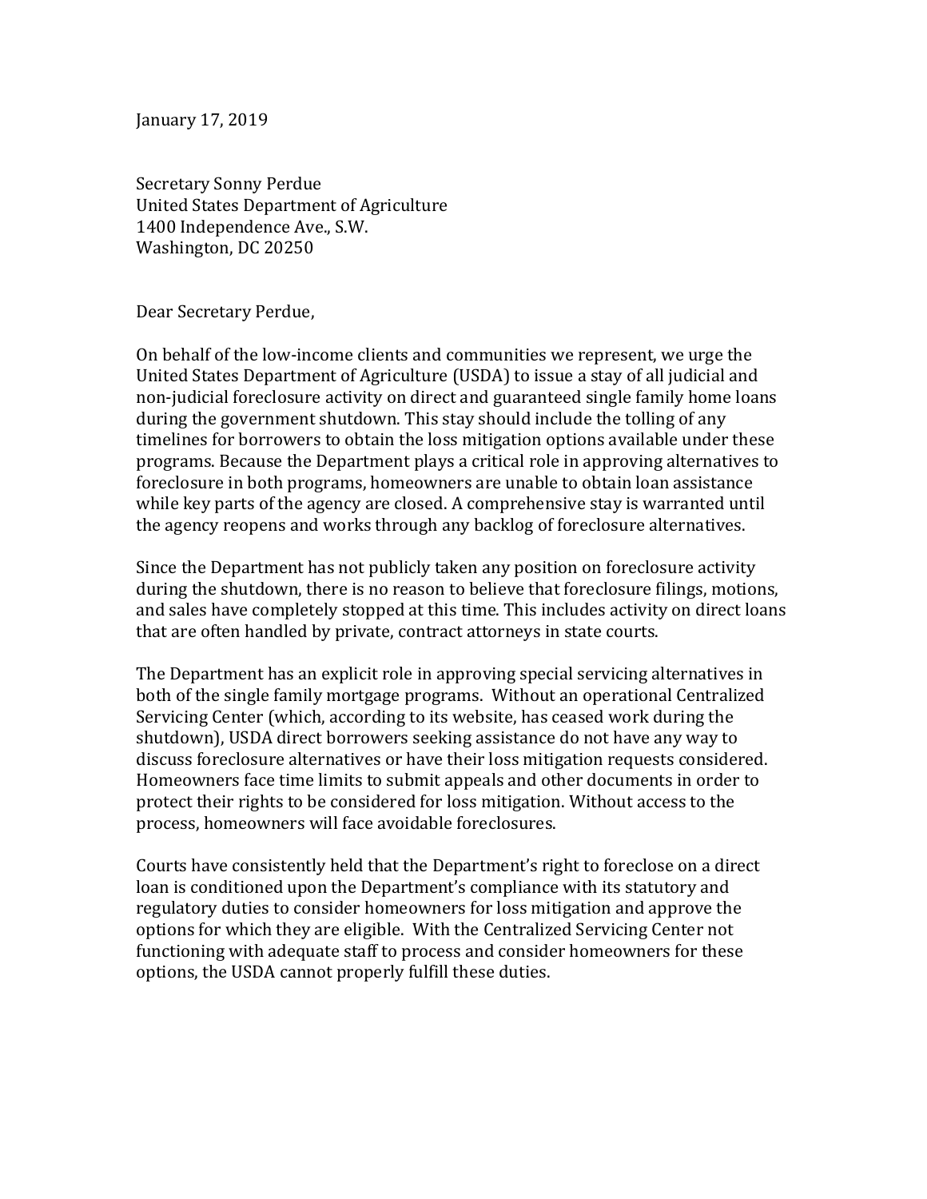January 17, 2019

Secretary Sonny Perdue
United States Department of Agriculture
1400 Independence Ave., S.W.
Washington, DC 20250

Dear Secretary Perdue,

On behalf of the low-income clients and communities we represent, we urge the United States Department of Agriculture (USDA) to issue a stay of all judicial and non-judicial foreclosure activity on direct and guaranteed single family home loans during the government shutdown. This stay should include the tolling of any timelines for borrowers to obtain the loss mitigation options available under these programs. Because the Department plays a critical role in approving alternatives to foreclosure in both programs, homeowners are unable to obtain loan assistance while key parts of the agency are closed. A comprehensive stay is warranted until the agency reopens and works through any backlog of foreclosure alternatives.

Since the Department has not publicly taken any position on foreclosure activity during the shutdown, there is no reason to believe that foreclosure filings, motions, and sales have completely stopped at this time. This includes activity on direct loans that are often handled by private, contract attorneys in state courts.

The Department has an explicit role in approving special servicing alternatives in both of the single family mortgage programs. Without an operational Centralized Servicing Center (which, according to its website, has ceased work during the shutdown), USDA direct borrowers seeking assistance do not have any way to discuss foreclosure alternatives or have their loss mitigation requests considered. Homeowners face time limits to submit appeals and other documents in order to protect their rights to be considered for loss mitigation. Without access to the process, homeowners will face avoidable foreclosures.

Courts have consistently held that the Department's right to foreclose on a direct loan is conditioned upon the Department's compliance with its statutory and regulatory duties to consider homeowners for loss mitigation and approve the options for which they are eligible. With the Centralized Servicing Center not functioning with adequate staff to process and consider homeowners for these options, the USDA cannot properly fulfill these duties.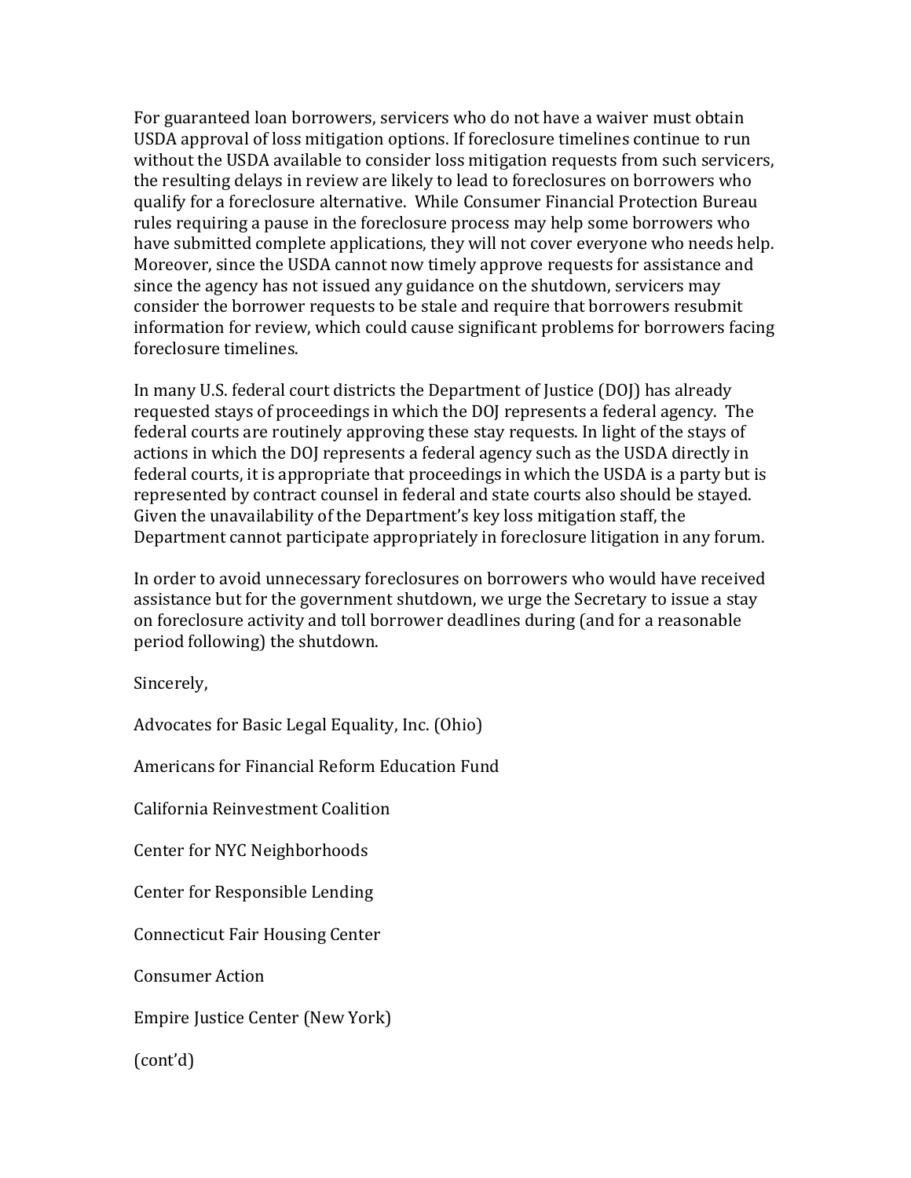For guaranteed loan borrowers, servicers who do not have a waiver must obtain USDA approval of loss mitigation options. If foreclosure timelines continue to run without the USDA available to consider loss mitigation requests from such servicers, the resulting delays in review are likely to lead to foreclosures on borrowers who qualify for a foreclosure alternative. While Consumer Financial Protection Bureau rules requiring a pause in the foreclosure process may help some borrowers who have submitted complete applications, they will not cover everyone who needs help. Moreover, since the USDA cannot now timely approve requests for assistance and since the agency has not issued any guidance on the shutdown, servicers may consider the borrower requests to be stale and require that borrowers resubmit information for review, which could cause significant problems for borrowers facing foreclosure timelines.

In many U.S. federal court districts the Department of Justice (DOJ) has already requested stays of proceedings in which the DOJ represents a federal agency. The federal courts are routinely approving these stay requests. In light of the stays of actions in which the DOJ represents a federal agency such as the USDA directly in federal courts, it is appropriate that proceedings in which the USDA is a party but is represented by contract counsel in federal and state courts also should be stayed. Given the unavailability of the Department's key loss mitigation staff, the Department cannot participate appropriately in foreclosure litigation in any forum.

In order to avoid unnecessary foreclosures on borrowers who would have received assistance but for the government shutdown, we urge the Secretary to issue a stay on foreclosure activity and toll borrower deadlines during (and for a reasonable period following) the shutdown.

Sincerely,

Advocates for Basic Legal Equality, Inc. (Ohio)

Americans for Financial Reform Education Fund

California Reinvestment Coalition

Center for NYC Neighborhoods

Center for Responsible Lending

Connecticut Fair Housing Center

Consumer Action

Empire Justice Center (New York)

(cont'd)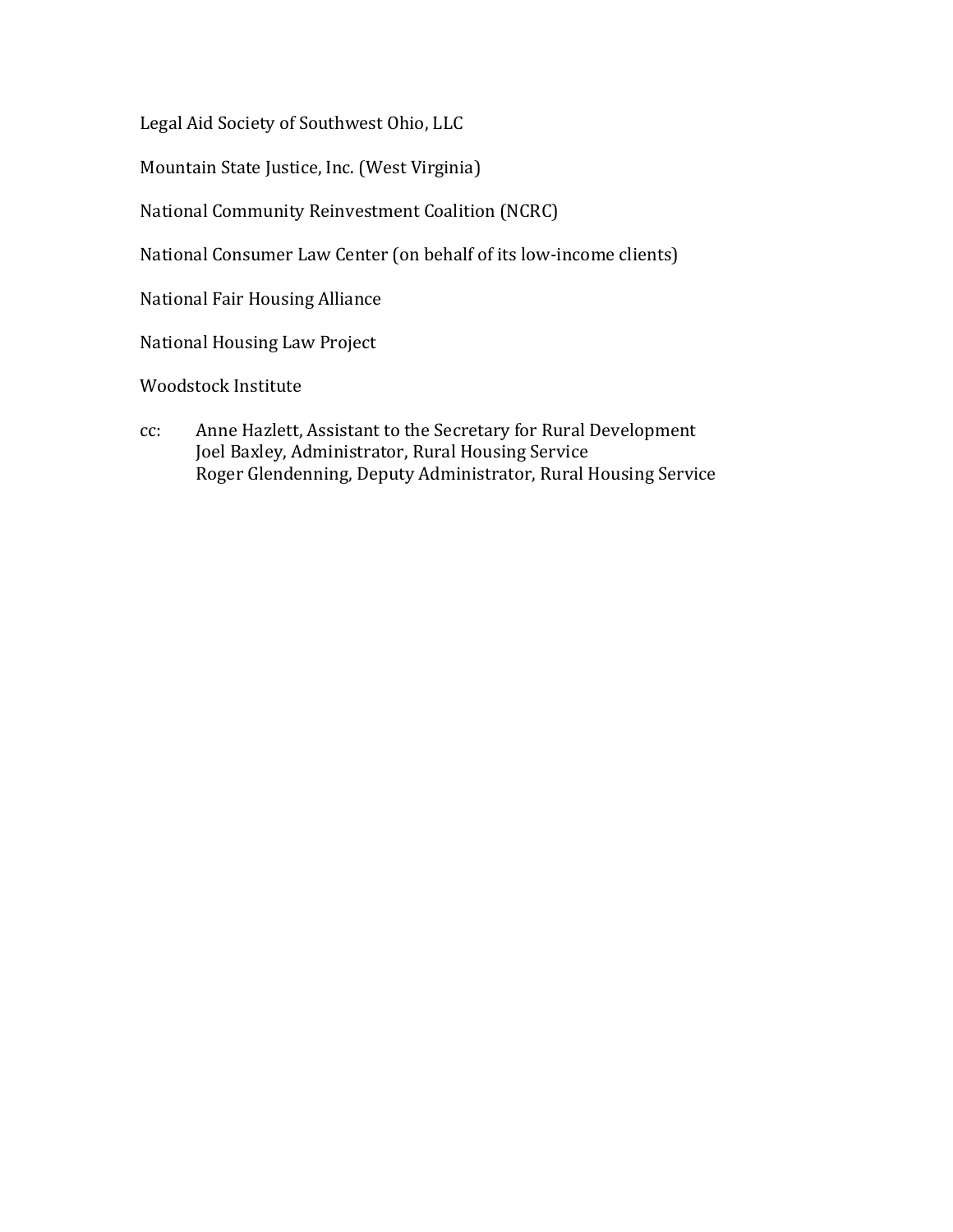Legal Aid Society of Southwest Ohio, LLC

Mountain State Justice, Inc. (West Virginia)

National Community Reinvestment Coalition (NCRC)

National Consumer Law Center (on behalf of its low-income clients)

National Fair Housing Alliance

National Housing Law Project

Woodstock Institute

cc: Anne Hazlett, Assistant to the Secretary for Rural Development
Joel Baxley, Administrator, Rural Housing Service
Roger Glendenning, Deputy Administrator, Rural Housing Service